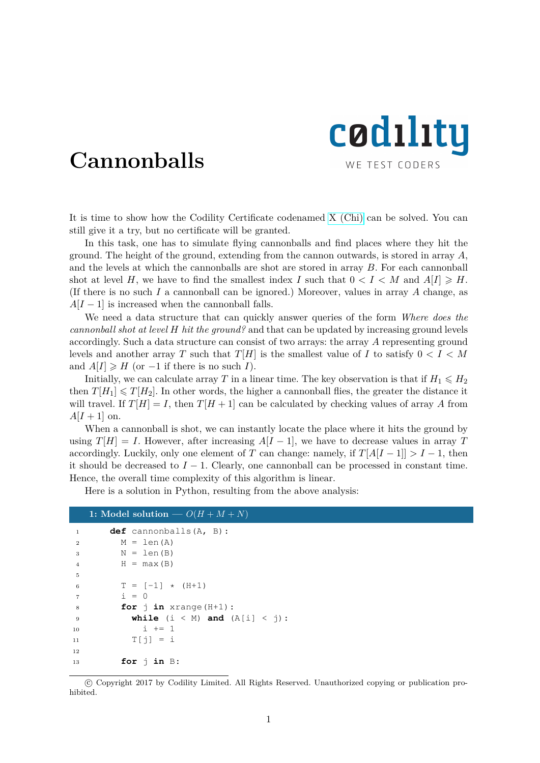# Cannonballs

It is time to show how the Codility Certificate codenamed X (Chi) can be solved. You can still give it a try, but no certificate will be granted.

In this task, one has to simulate flying cannonballs and find places where they hit the ground. The height of the ground, extending from the cannon outwards, is stored in array $A$, and the levels at which the cannonballs are shot are stored in array $B$. For each cannonball shot at level $H$, we have to find the smallest index $I$ such that $0 < I < M$ and $A[I] \geqslant H$. (If there is no such $I$ a cannonball can be ignored.) Moreover, values in array $A$ change, as $A[I-1]$ is increased when the cannonball falls.

We need a data structure that can quickly answer queries of the form *Where does the cannonball shot at level H hit the ground?* and that can be updated by increasing ground levels accordingly. Such a data structure can consist of two arrays: the array $A$ representing ground levels and another array $T$ such that $T[H]$ is the smallest value of $I$ to satisfy $0 < I < M$ and $A[I] \geqslant H$ (or $-1$ if there is no such $I$).

Initially, we can calculate array $T$ in a linear time. The key observation is that if $H_1 \leqslant H_2$ then $T[H_1] \leqslant T[H_2]$. In other words, the higher a cannonball flies, the greater the distance it will travel. If $T[H] = I$, then $T[H+1]$ can be calculated by checking values of array $A$ from $A[I+1]$ on.

When a cannonball is shot, we can instantly locate the place where it hits the ground by using $T[H] = I$. However, after increasing $A[I-1]$, we have to decrease values in array $T$ accordingly. Luckily, only one element of $T$ can change: namely, if $T[A[I-1]] > I-1$, then it should be decreased to $I-1$. Clearly, one cannonball can be processed in constant time. Hence, the overall time complexity of this algorithm is linear.

Here is a solution in Python, resulting from the above analysis:

**1: Model solution — $O(H + M + N)$**

```
def cannonballs(A, B):
  M = len(A)
  N = len(B)
  H = max(B)

  T = [-1] * (H+1)
  i = 0
  for j in xrange(H+1):
    while (i < M) and (A[i] < j):
      i += 1
    T[j] = i

  for j in B:
```

© Copyright 2017 by Codility Limited. All Rights Reserved. Unauthorized copying or publication prohibited.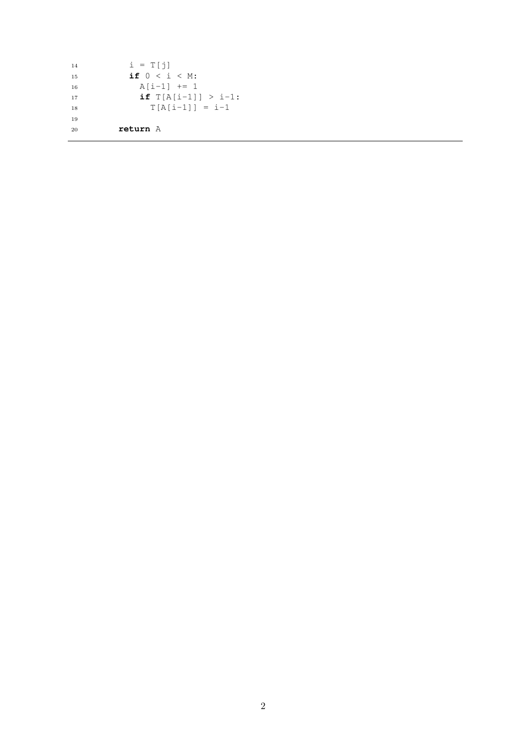```
14          i = T[j]
15          if 0 < i < M:
16            A[i-1] += 1
17            if T[A[i-1]] > i-1:
18              T[A[i-1]] = i-1
19
20        return A
```